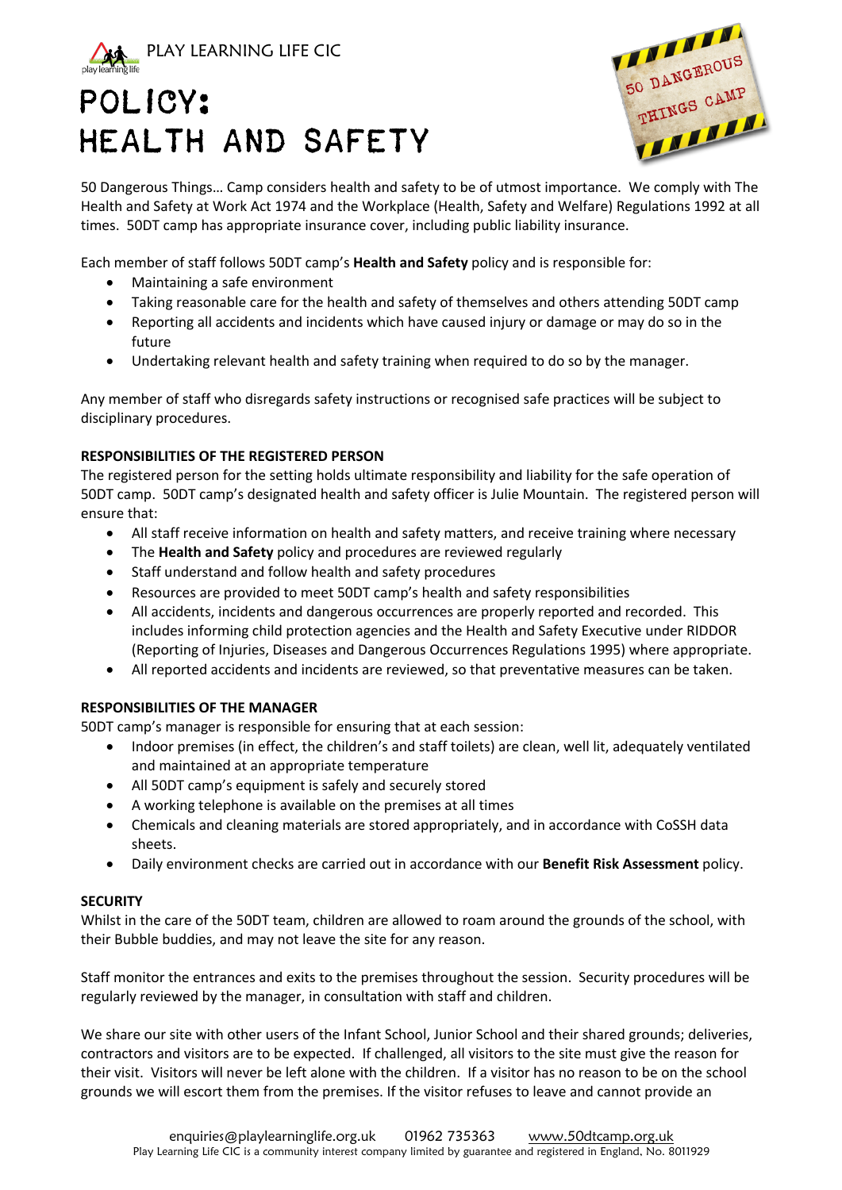PLAY LEARNING LIFE CIC

# POLICY: HEALTH AND SAFETY

50 Dangerous Things… Camp considers health and safety to be of utmost importance. We comply with The Health and Safety at Work Act 1974 and the Workplace (Health, Safety and Welfare) Regulations 1992 at all times. 50DT camp has appropriate insurance cover, including public liability insurance.

Each member of staff follows 50DT camp's **Health and Safety** policy and is responsible for:

- Maintaining a safe environment
- Taking reasonable care for the health and safety of themselves and others attending 50DT camp
- Reporting all accidents and incidents which have caused injury or damage or may do so in the future
- Undertaking relevant health and safety training when required to do so by the manager.

Any member of staff who disregards safety instructions or recognised safe practices will be subject to disciplinary procedures.

**RESPONSIBILITIES OF THE REGISTERED PERSON**

The registered person for the setting holds ultimate responsibility and liability for the safe operation of 50DT camp. 50DT camp's designated health and safety officer is Julie Mountain. The registered person will ensure that:

- All staff receive information on health and safety matters, and receive training where necessary
- The **Health and Safety** policy and procedures are reviewed regularly
- Staff understand and follow health and safety procedures
- Resources are provided to meet 50DT camp's health and safety responsibilities
- All accidents, incidents and dangerous occurrences are properly reported and recorded. This includes informing child protection agencies and the Health and Safety Executive under RIDDOR (Reporting of Injuries, Diseases and Dangerous Occurrences Regulations 1995) where appropriate.
- All reported accidents and incidents are reviewed, so that preventative measures can be taken.

**RESPONSIBILITIES OF THE MANAGER**

50DT camp's manager is responsible for ensuring that at each session:

- Indoor premises (in effect, the children's and staff toilets) are clean, well lit, adequately ventilated and maintained at an appropriate temperature
- All 50DT camp's equipment is safely and securely stored
- A working telephone is available on the premises at all times
- Chemicals and cleaning materials are stored appropriately, and in accordance with CoSSH data sheets.
- Daily environment checks are carried out in accordance with our **Benefit Risk Assessment** policy.

**SECURITY**

Whilst in the care of the 50DT team, children are allowed to roam around the grounds of the school, with their Bubble buddies, and may not leave the site for any reason.

Staff monitor the entrances and exits to the premises throughout the session. Security procedures will be regularly reviewed by the manager, in consultation with staff and children.

We share our site with other users of the Infant School, Junior School and their shared grounds; deliveries, contractors and visitors are to be expected. If challenged, all visitors to the site must give the reason for their visit. Visitors will never be left alone with the children. If a visitor has no reason to be on the school grounds we will escort them from the premises. If the visitor refuses to leave and cannot provide an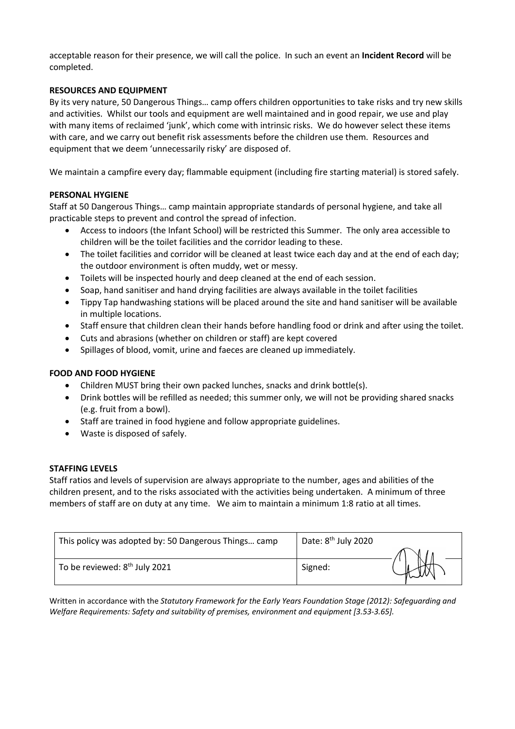acceptable reason for their presence, we will call the police. In such an event an **Incident Record** will be completed.

**RESOURCES AND EQUIPMENT**

By its very nature, 50 Dangerous Things… camp offers children opportunities to take risks and try new skills and activities. Whilst our tools and equipment are well maintained and in good repair, we use and play with many items of reclaimed 'junk', which come with intrinsic risks. We do however select these items with care, and we carry out benefit risk assessments before the children use them. Resources and equipment that we deem 'unnecessarily risky' are disposed of.

We maintain a campfire every day; flammable equipment (including fire starting material) is stored safely.

**PERSONAL HYGIENE**

Staff at 50 Dangerous Things… camp maintain appropriate standards of personal hygiene, and take all practicable steps to prevent and control the spread of infection.

- Access to indoors (the Infant School) will be restricted this Summer. The only area accessible to children will be the toilet facilities and the corridor leading to these.
- The toilet facilities and corridor will be cleaned at least twice each day and at the end of each day; the outdoor environment is often muddy, wet or messy.
- Toilets will be inspected hourly and deep cleaned at the end of each session.
- Soap, hand sanitiser and hand drying facilities are always available in the toilet facilities
- Tippy Tap handwashing stations will be placed around the site and hand sanitiser will be available in multiple locations.
- Staff ensure that children clean their hands before handling food or drink and after using the toilet.
- Cuts and abrasions (whether on children or staff) are kept covered
- Spillages of blood, vomit, urine and faeces are cleaned up immediately.

**FOOD AND FOOD HYGIENE**

- Children MUST bring their own packed lunches, snacks and drink bottle(s).
- Drink bottles will be refilled as needed; this summer only, we will not be providing shared snacks (e.g. fruit from a bowl).
- Staff are trained in food hygiene and follow appropriate guidelines.
- Waste is disposed of safely.

**STAFFING LEVELS**

Staff ratios and levels of supervision are always appropriate to the number, ages and abilities of the children present, and to the risks associated with the activities being undertaken. A minimum of three members of staff are on duty at any time. We aim to maintain a minimum 1:8 ratio at all times.

| | |
|---|---|
| This policy was adopted by: 50 Dangerous Things… camp | Date: 8th July 2020 |
| To be reviewed: 8th July 2021 | Signed: |

Written in accordance with the *Statutory Framework for the Early Years Foundation Stage (2012): Safeguarding and Welfare Requirements: Safety and suitability of premises, environment and equipment [3.53-3.65].*